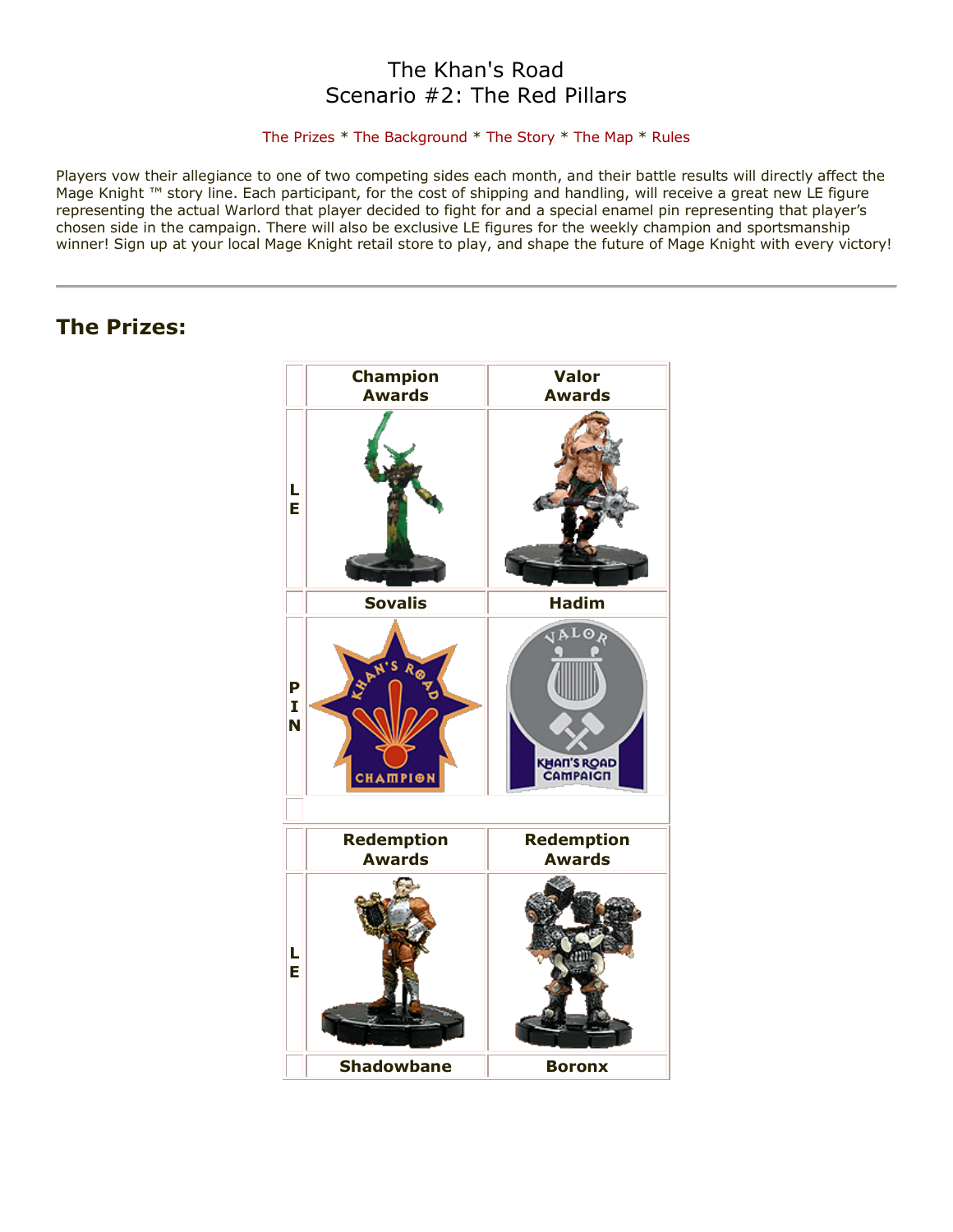# The Khan's Road
# Scenario #2: The Red Pillars

The Prizes * The Background * The Story * The Map * Rules

Players vow their allegiance to one of two competing sides each month, and their battle results will directly affect the Mage Knight ™ story line. Each participant, for the cost of shipping and handling, will receive a great new LE figure representing the actual Warlord that player decided to fight for and a special enamel pin representing that player's chosen side in the campaign. There will also be exclusive LE figures for the weekly champion and sportsmanship winner! Sign up at your local Mage Knight retail store to play, and shape the future of Mage Knight with every victory!

---

## The Prizes:

| | Champion Awards | Valor Awards |
|---|---|---|
| LE | Sovalis | Hadim |
| PIN | KHAN'S ROAD CHAMPION | VALOR KHAN'S ROAD CAMPAIGN |

| | Redemption Awards | Redemption Awards |
|---|---|---|
| LE | Shadowbane | Boronx |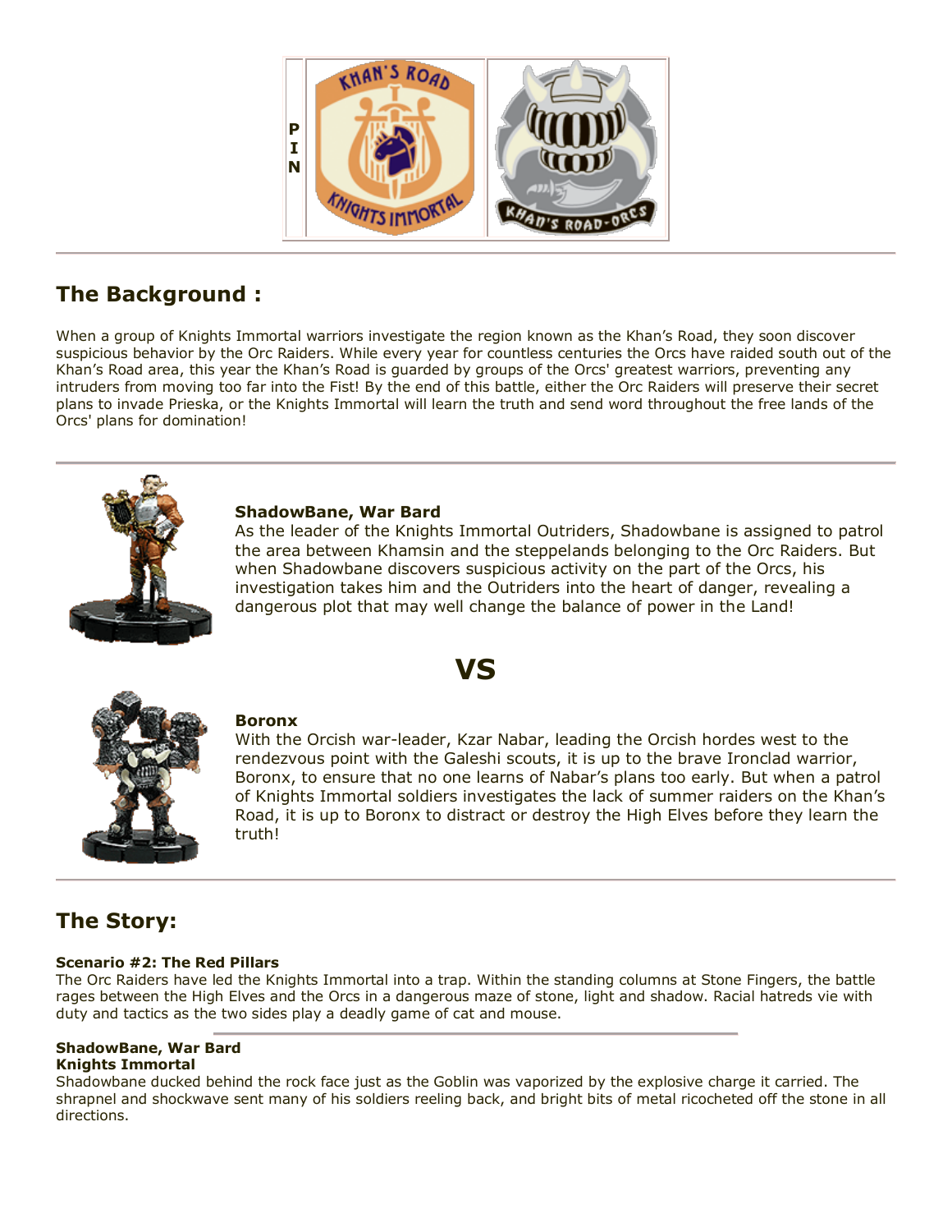## The Background :

When a group of Knights Immortal warriors investigate the region known as the Khan's Road, they soon discover suspicious behavior by the Orc Raiders. While every year for countless centuries the Orcs have raided south out of the Khan's Road area, this year the Khan's Road is guarded by groups of the Orcs' greatest warriors, preventing any intruders from moving too far into the Fist! By the end of this battle, either the Orc Raiders will preserve their secret plans to invade Prieska, or the Knights Immortal will learn the truth and send word throughout the free lands of the Orcs' plans for domination!

---

**ShadowBane, War Bard**
As the leader of the Knights Immortal Outriders, Shadowbane is assigned to patrol the area between Khamsin and the steppelands belonging to the Orc Raiders. But when Shadowbane discovers suspicious activity on the part of the Orcs, his investigation takes him and the Outriders into the heart of danger, revealing a dangerous plot that may well change the balance of power in the Land!

# VS

**Boronx**
With the Orcish war-leader, Kzar Nabar, leading the Orcish hordes west to the rendezvous point with the Galeshi scouts, it is up to the brave Ironclad warrior, Boronx, to ensure that no one learns of Nabar's plans too early. But when a patrol of Knights Immortal soldiers investigates the lack of summer raiders on the Khan's Road, it is up to Boronx to distract or destroy the High Elves before they learn the truth!

---

## The Story:

**Scenario #2: The Red Pillars**
The Orc Raiders have led the Knights Immortal into a trap. Within the standing columns at Stone Fingers, the battle rages between the High Elves and the Orcs in a dangerous maze of stone, light and shadow. Racial hatreds vie with duty and tactics as the two sides play a deadly game of cat and mouse.

---

**ShadowBane, War Bard**
**Knights Immortal**
Shadowbane ducked behind the rock face just as the Goblin was vaporized by the explosive charge it carried. The shrapnel and shockwave sent many of his soldiers reeling back, and bright bits of metal ricocheted off the stone in all directions.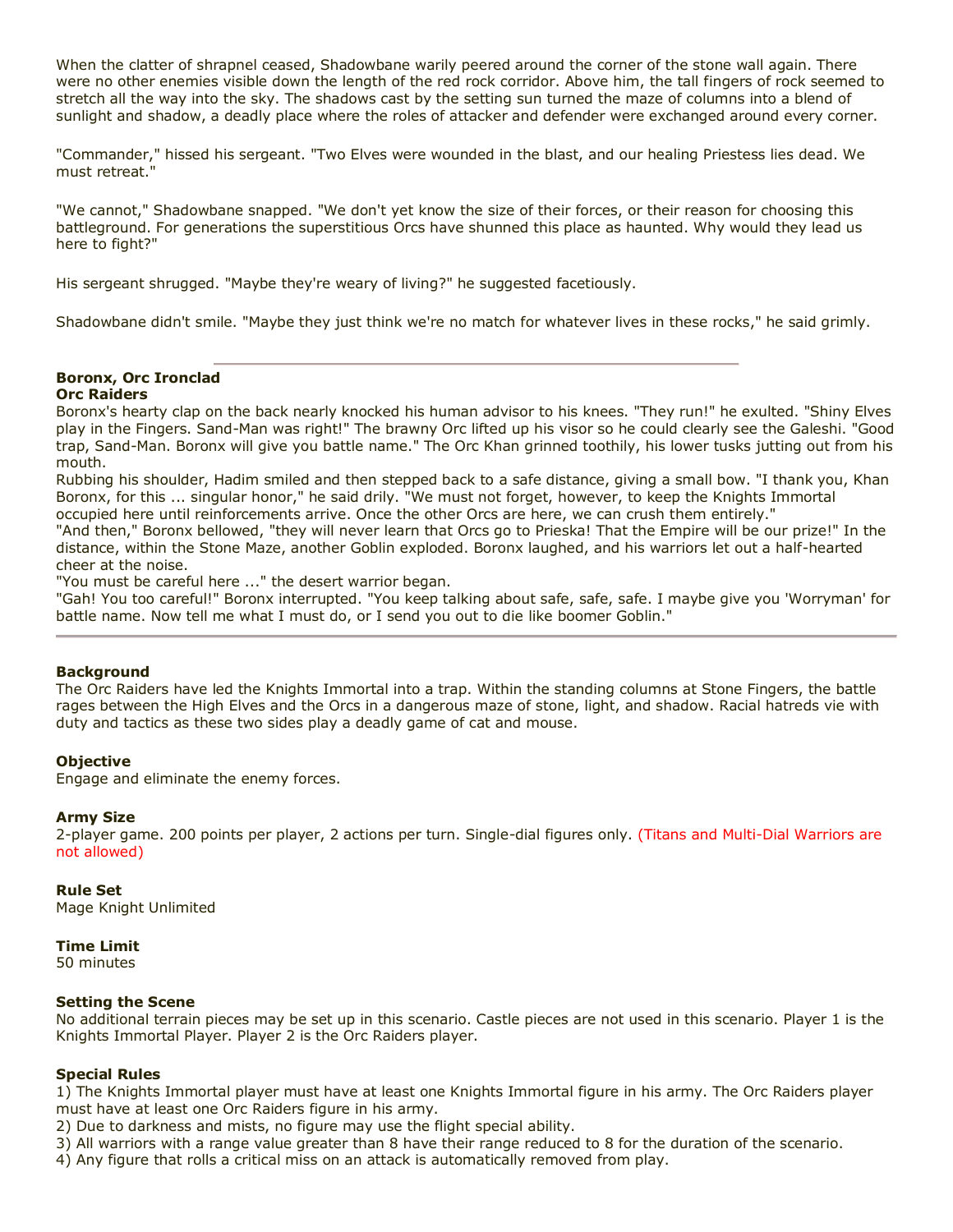When the clatter of shrapnel ceased, Shadowbane warily peered around the corner of the stone wall again. There were no other enemies visible down the length of the red rock corridor. Above him, the tall fingers of rock seemed to stretch all the way into the sky. The shadows cast by the setting sun turned the maze of columns into a blend of sunlight and shadow, a deadly place where the roles of attacker and defender were exchanged around every corner.

"Commander," hissed his sergeant. "Two Elves were wounded in the blast, and our healing Priestess lies dead. We must retreat."

"We cannot," Shadowbane snapped. "We don't yet know the size of their forces, or their reason for choosing this battleground. For generations the superstitious Orcs have shunned this place as haunted. Why would they lead us here to fight?"

His sergeant shrugged. "Maybe they're weary of living?" he suggested facetiously.

Shadowbane didn't smile. "Maybe they just think we're no match for whatever lives in these rocks," he said grimly.

---

**Boronx, Orc Ironclad**
**Orc Raiders**

Boronx's hearty clap on the back nearly knocked his human advisor to his knees. "They run!" he exulted. "Shiny Elves play in the Fingers. Sand-Man was right!" The brawny Orc lifted up his visor so he could clearly see the Galeshi. "Good trap, Sand-Man. Boronx will give you battle name." The Orc Khan grinned toothily, his lower tusks jutting out from his mouth.

Rubbing his shoulder, Hadim smiled and then stepped back to a safe distance, giving a small bow. "I thank you, Khan Boronx, for this ... singular honor," he said drily. "We must not forget, however, to keep the Knights Immortal occupied here until reinforcements arrive. Once the other Orcs are here, we can crush them entirely."

"And then," Boronx bellowed, "they will never learn that Orcs go to Prieska! That the Empire will be our prize!" In the distance, within the Stone Maze, another Goblin exploded. Boronx laughed, and his warriors let out a half-hearted cheer at the noise.

"You must be careful here ..." the desert warrior began.

"Gah! You too careful!" Boronx interrupted. "You keep talking about safe, safe, safe. I maybe give you 'Worryman' for battle name. Now tell me what I must do, or I send you out to die like boomer Goblin."

---

**Background**
The Orc Raiders have led the Knights Immortal into a trap. Within the standing columns at Stone Fingers, the battle rages between the High Elves and the Orcs in a dangerous maze of stone, light, and shadow. Racial hatreds vie with duty and tactics as these two sides play a deadly game of cat and mouse.

**Objective**
Engage and eliminate the enemy forces.

**Army Size**
2-player game. 200 points per player, 2 actions per turn. Single-dial figures only. (Titans and Multi-Dial Warriors are not allowed)

**Rule Set**
Mage Knight Unlimited

**Time Limit**
50 minutes

**Setting the Scene**
No additional terrain pieces may be set up in this scenario. Castle pieces are not used in this scenario. Player 1 is the Knights Immortal Player. Player 2 is the Orc Raiders player.

**Special Rules**
1) The Knights Immortal player must have at least one Knights Immortal figure in his army. The Orc Raiders player must have at least one Orc Raiders figure in his army.
2) Due to darkness and mists, no figure may use the flight special ability.
3) All warriors with a range value greater than 8 have their range reduced to 8 for the duration of the scenario.
4) Any figure that rolls a critical miss on an attack is automatically removed from play.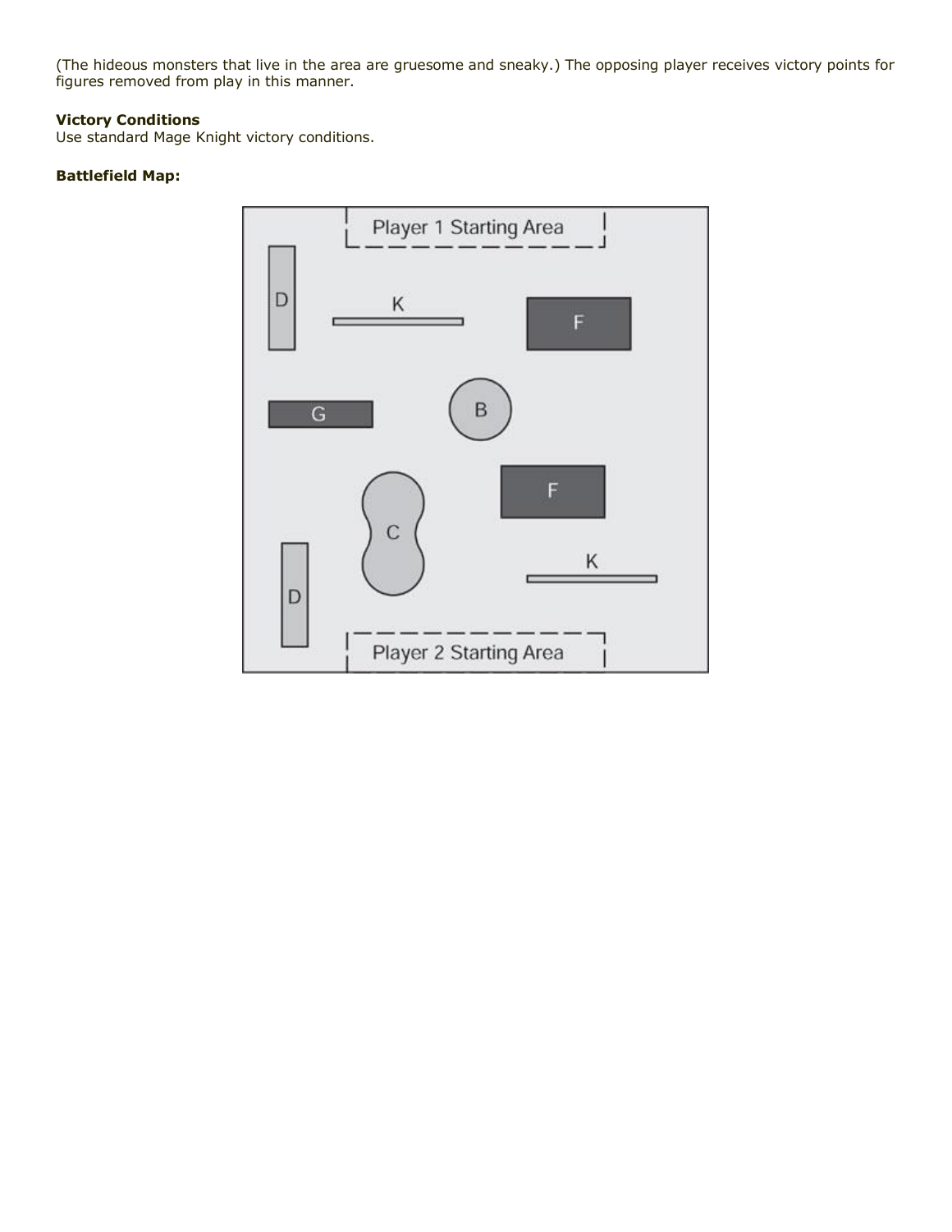(The hideous monsters that live in the area are gruesome and sneaky.) The opposing player receives victory points for figures removed from play in this manner.

**Victory Conditions**
Use standard Mage Knight victory conditions.

**Battlefield Map:**

Player 1 Starting Area

D

K

F

G

B

F

C

K

D

Player 2 Starting Area